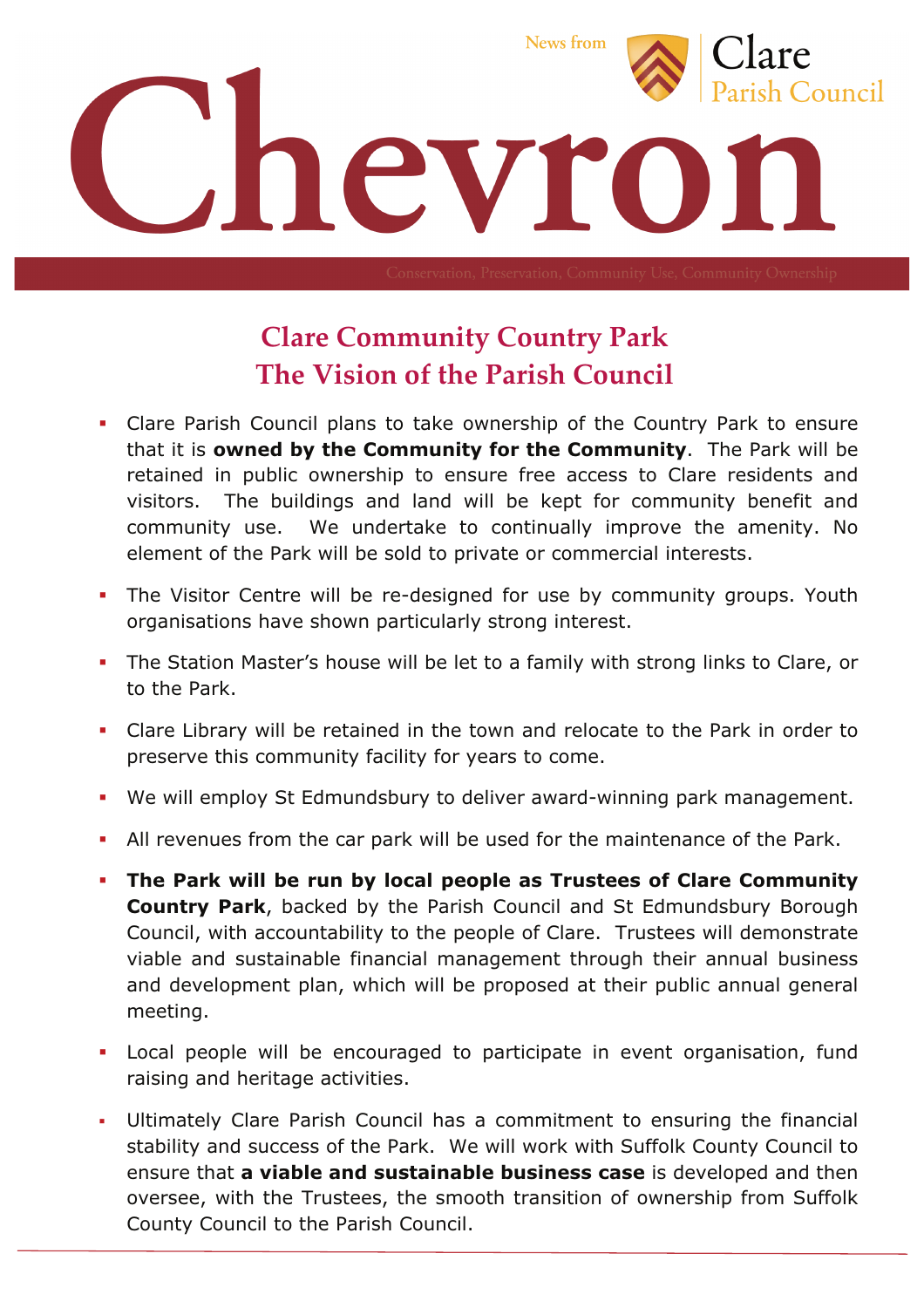News from Clare Parish Council

# Chevron

Conservation, Preservation, Community Use, Community Ownership

## Clare Community Country Park
## The Vision of the Parish Council

- Clare Parish Council plans to take ownership of the Country Park to ensure that it is **owned by the Community for the Community**. The Park will be retained in public ownership to ensure free access to Clare residents and visitors. The buildings and land will be kept for community benefit and community use. We undertake to continually improve the amenity. No element of the Park will be sold to private or commercial interests.
- The Visitor Centre will be re-designed for use by community groups. Youth organisations have shown particularly strong interest.
- The Station Master's house will be let to a family with strong links to Clare, or to the Park.
- Clare Library will be retained in the town and relocate to the Park in order to preserve this community facility for years to come.
- We will employ St Edmundsbury to deliver award-winning park management.
- All revenues from the car park will be used for the maintenance of the Park.
- **The Park will be run by local people as Trustees of Clare Community Country Park**, backed by the Parish Council and St Edmundsbury Borough Council, with accountability to the people of Clare. Trustees will demonstrate viable and sustainable financial management through their annual business and development plan, which will be proposed at their public annual general meeting.
- Local people will be encouraged to participate in event organisation, fund raising and heritage activities.
- Ultimately Clare Parish Council has a commitment to ensuring the financial stability and success of the Park. We will work with Suffolk County Council to ensure that **a viable and sustainable business case** is developed and then oversee, with the Trustees, the smooth transition of ownership from Suffolk County Council to the Parish Council.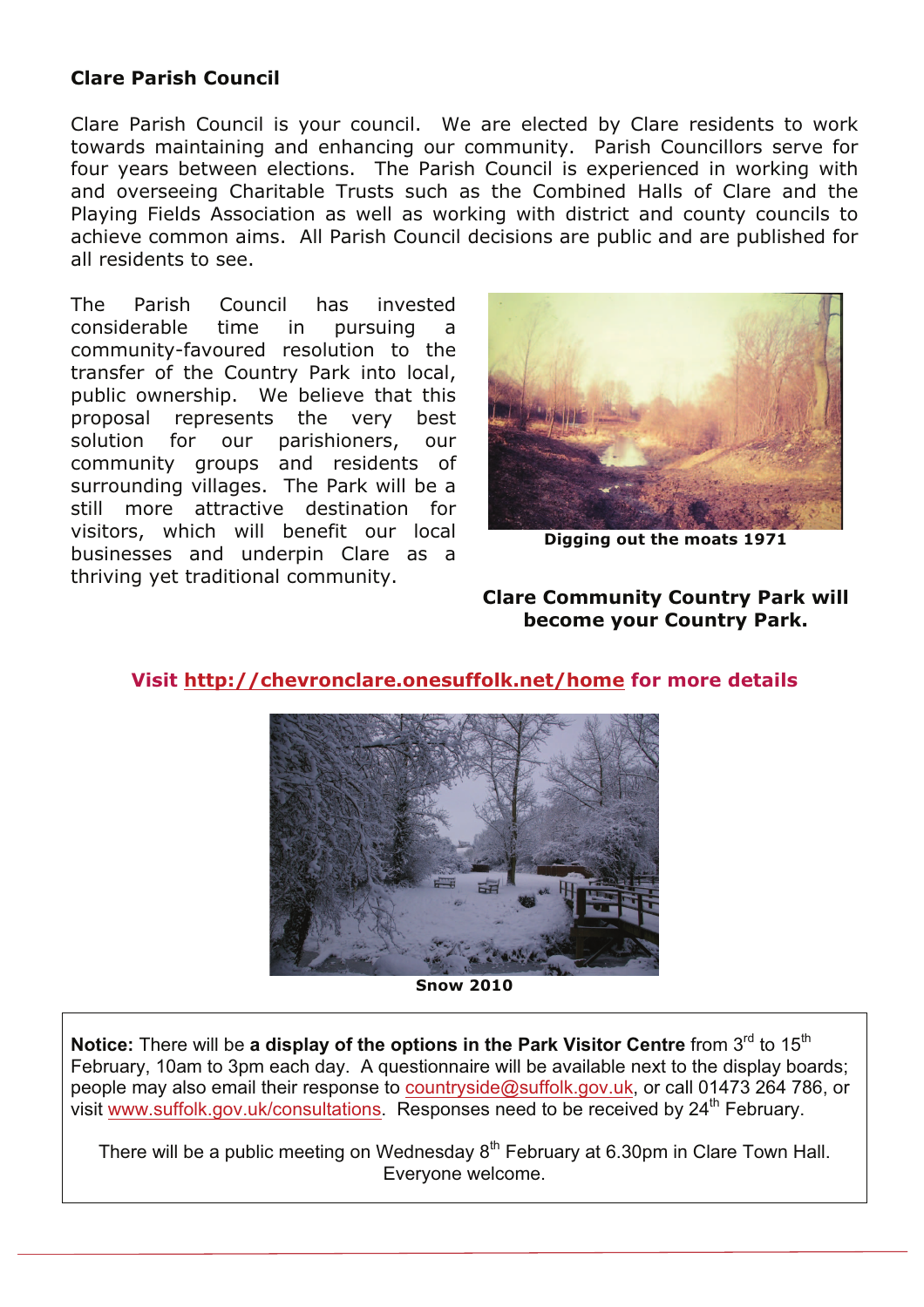## Clare Parish Council

Clare Parish Council is your council. We are elected by Clare residents to work towards maintaining and enhancing our community. Parish Councillors serve for four years between elections. The Parish Council is experienced in working with and overseeing Charitable Trusts such as the Combined Halls of Clare and the Playing Fields Association as well as working with district and county councils to achieve common aims. All Parish Council decisions are public and are published for all residents to see.

The Parish Council has invested considerable time in pursuing a community-favoured resolution to the transfer of the Country Park into local, public ownership. We believe that this proposal represents the very best solution for our parishioners, our community groups and residents of surrounding villages. The Park will be a still more attractive destination for visitors, which will benefit our local businesses and underpin Clare as a thriving yet traditional community.

**Digging out the moats 1971**

**Clare Community Country Park will become your Country Park.**

**Visit http://chevronclare.onesuffolk.net/home for more details**

**Snow 2010**

**Notice:** There will be **a display of the options in the Park Visitor Centre** from 3rd to 15th February, 10am to 3pm each day. A questionnaire will be available next to the display boards; people may also email their response to countryside@suffolk.gov.uk, or call 01473 264 786, or visit www.suffolk.gov.uk/consultations. Responses need to be received by 24th February.

There will be a public meeting on Wednesday 8th February at 6.30pm in Clare Town Hall. Everyone welcome.